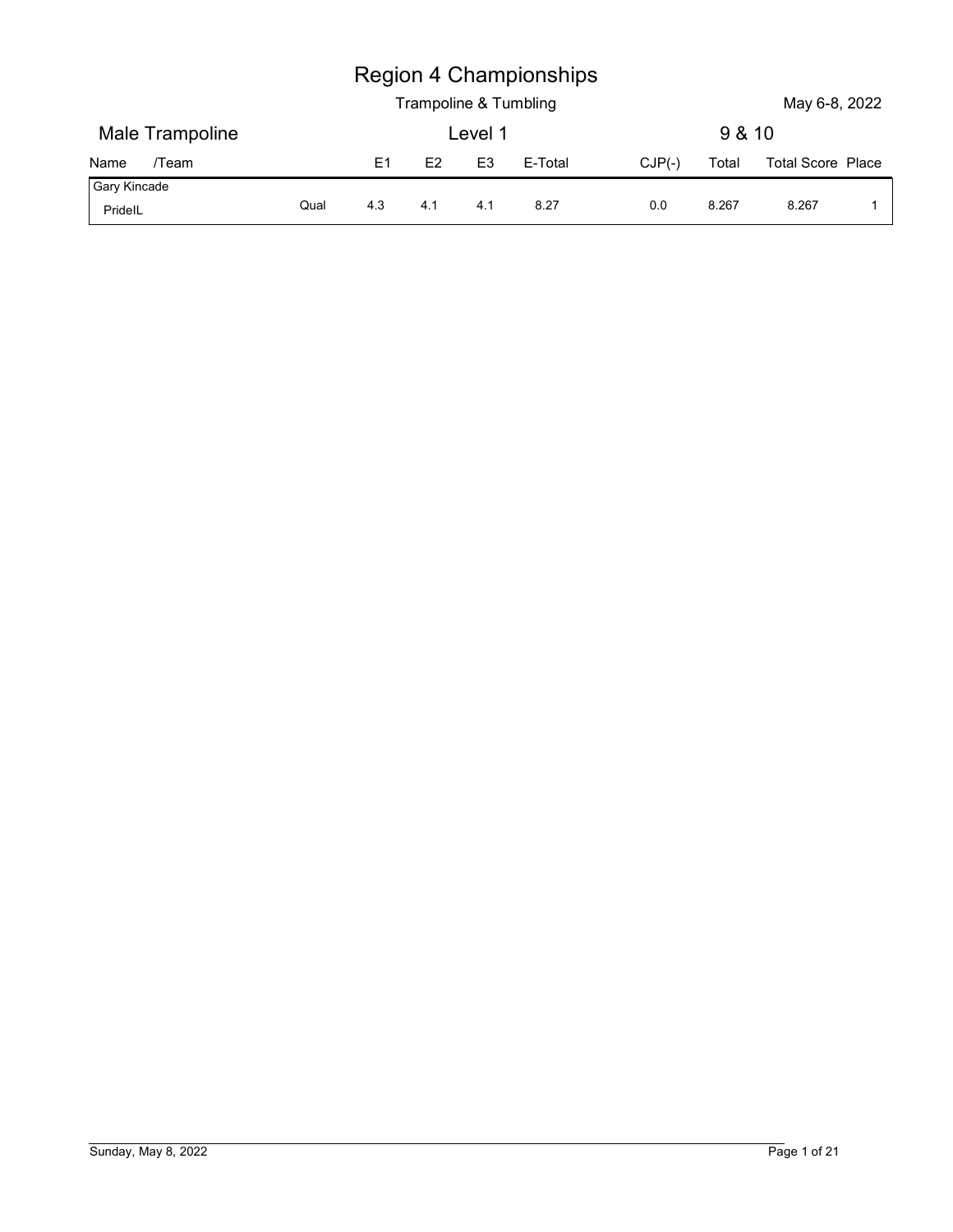# Region 4 Championships

Trampoline & Tumbling

May 6-8, 2022

## Male Trampoline

Level 1

9 & 10

| Name /Team | | E1 | E2 | E3 | E-Total | CJP(-) | Total | Total Score | Place |
|---|---|---|---|---|---|---|---|---|---|
| Gary Kincade<br>PrideIL | Qual | 4.3 | 4.1 | 4.1 | 8.27 | 0.0 | 8.267 | 8.267 | 1 |

Sunday, May 8, 2022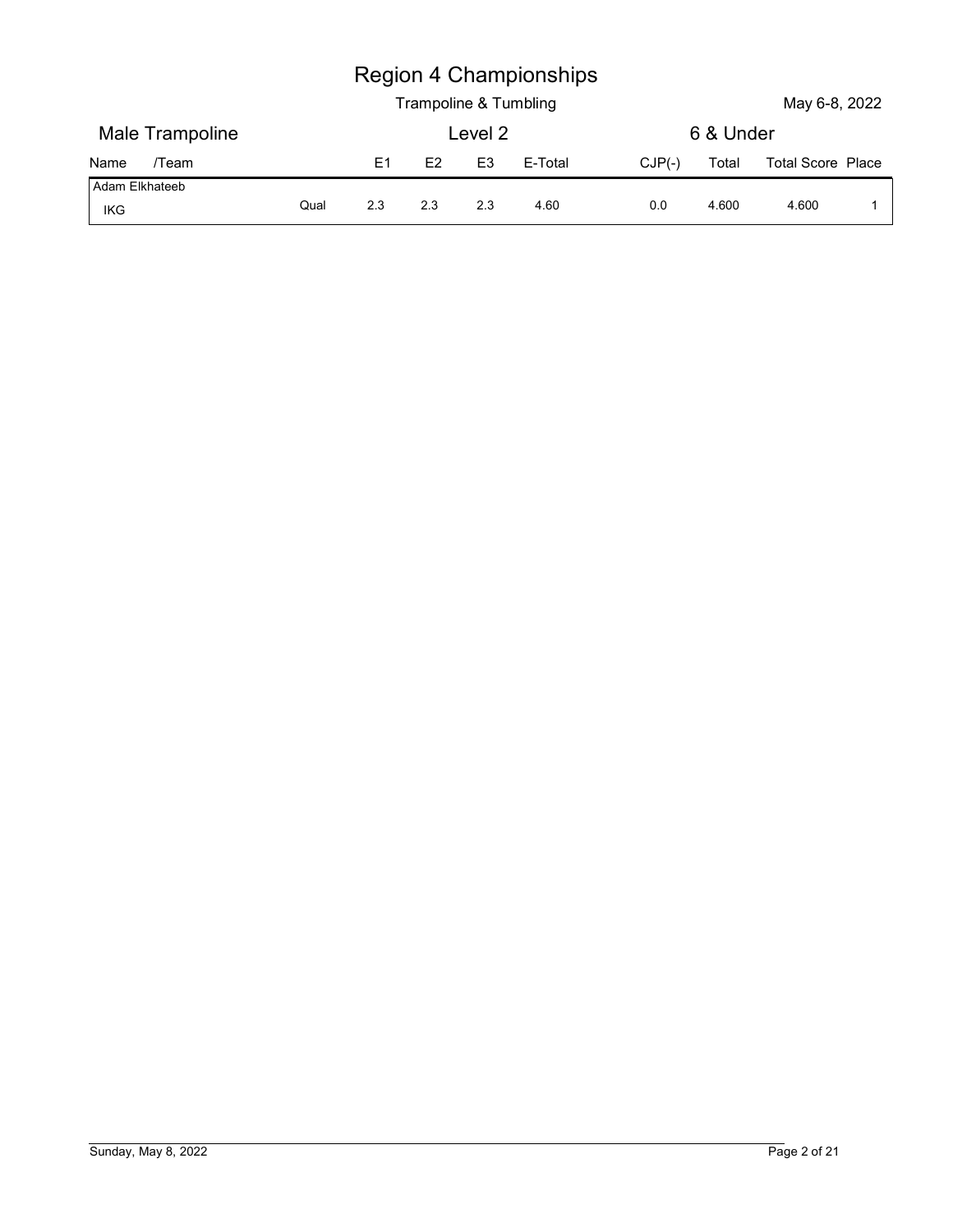# Region 4 Championships

Trampoline & Tumbling

May 6-8, 2022

## Male Trampoline

Level 2

6 & Under

| Name /Team | | E1 | E2 | E3 | E-Total | CJP(-) | Total | Total Score | Place |
|---|---|---|---|---|---|---|---|---|---|
| Adam Elkhateeb<br>IKG | Qual | 2.3 | 2.3 | 2.3 | 4.60 | 0.0 | 4.600 | 4.600 | 1 |

Sunday, May 8, 2022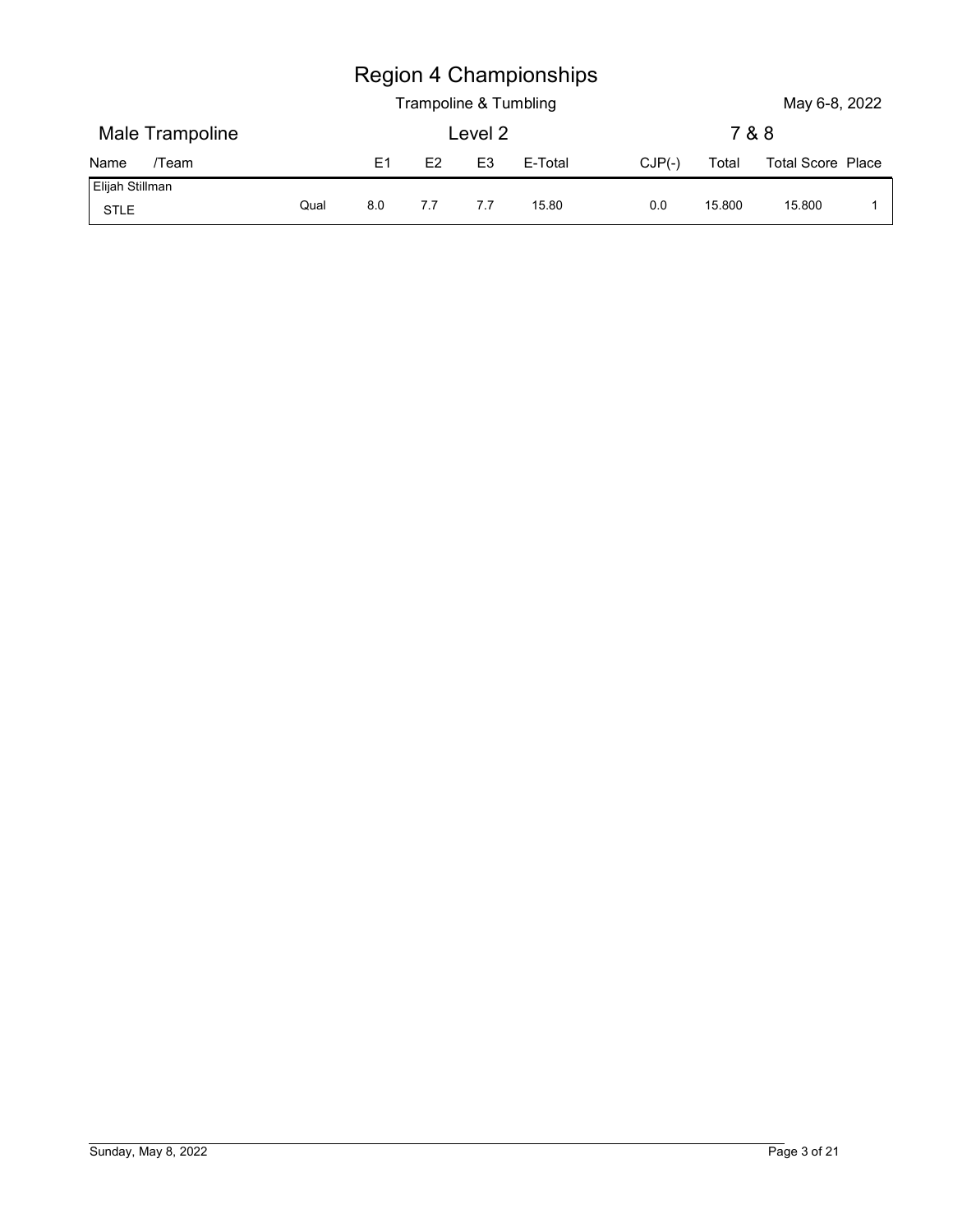# Region 4 Championships

Trampoline & Tumbling

May 6-8, 2022

## Male Trampoline

Level 2

7 & 8

| Name /Team | | E1 | E2 | E3 | E-Total | CJP(-) | Total | Total Score | Place |
|---|---|---|---|---|---|---|---|---|---|
| Elijah Stillman<br>STLE | Qual | 8.0 | 7.7 | 7.7 | 15.80 | 0.0 | 15.800 | 15.800 | 1 |

Sunday, May 8, 2022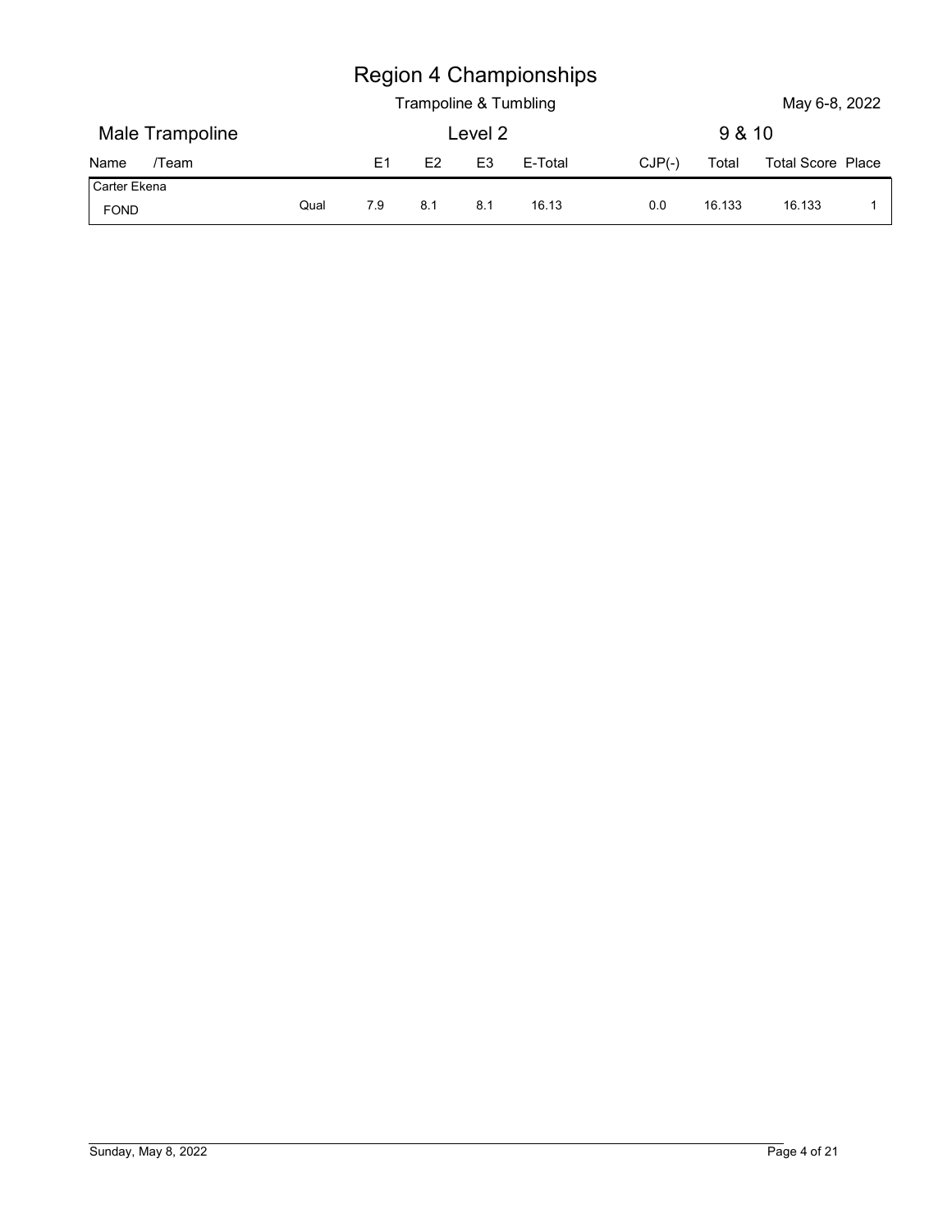# Region 4 Championships

Trampoline & Tumbling

May 6-8, 2022

## Male Trampoline

Level 2

9 & 10

| Name /Team | | E1 | E2 | E3 | E-Total | CJP(-) | Total | Total Score | Place |
|---|---|---|---|---|---|---|---|---|---|
| Carter Ekena<br>FOND | Qual | 7.9 | 8.1 | 8.1 | 16.13 | 0.0 | 16.133 | 16.133 | 1 |

Sunday, May 8, 2022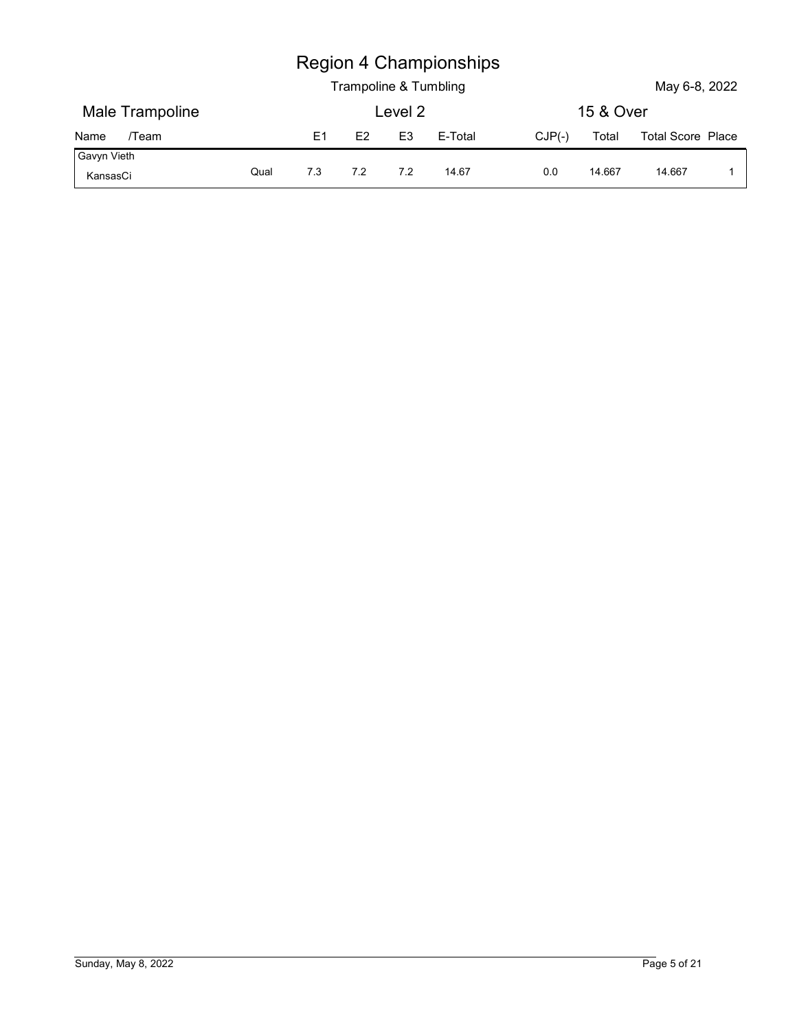# Region 4 Championships

Trampoline & Tumbling

May 6-8, 2022

## Male Trampoline

Level 2

15 & Over

| Name /Team | | E1 | E2 | E3 | E-Total | CJP(-) | Total | Total Score | Place |
|---|---|---|---|---|---|---|---|---|---|
| Gavyn Vieth<br>KansasCi | Qual | 7.3 | 7.2 | 7.2 | 14.67 | 0.0 | 14.667 | 14.667 | 1 |

Sunday, May 8, 2022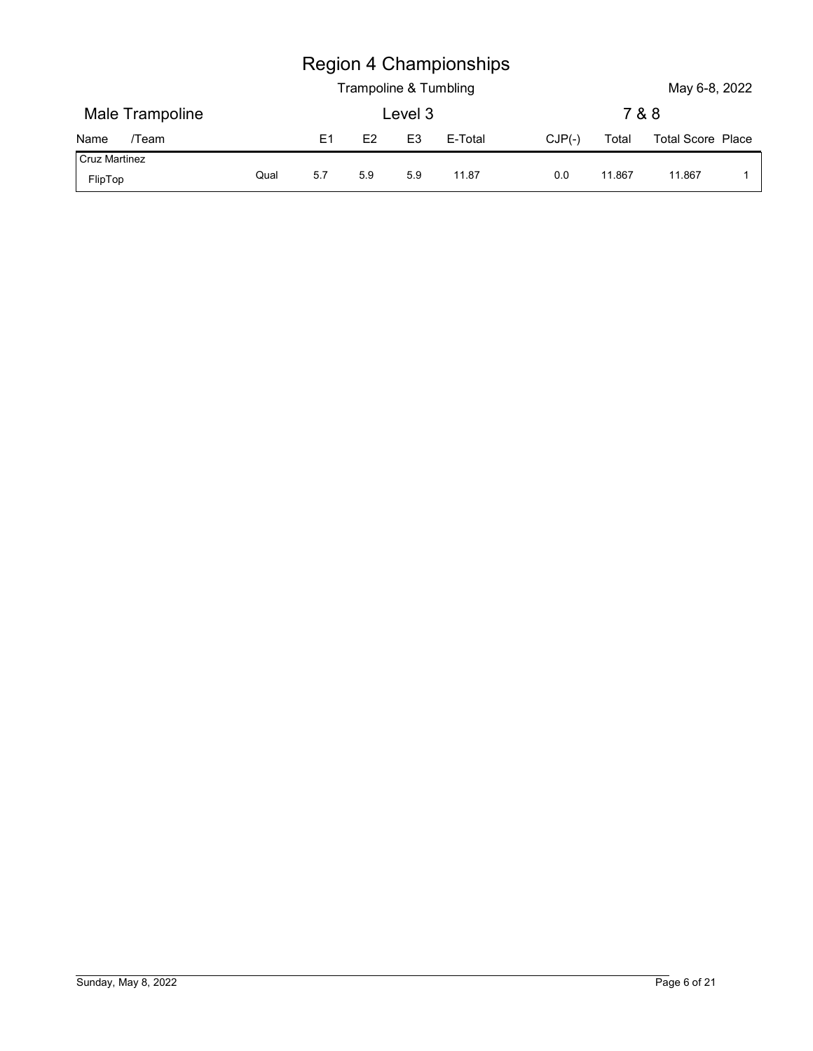# Region 4 Championships

Trampoline & Tumbling

May 6-8, 2022

## Male Trampoline

Level 3

7 & 8

| Name /Team | | E1 | E2 | E3 | E-Total | CJP(-) | Total | Total Score | Place |
|---|---|---|---|---|---|---|---|---|---|
| Cruz Martinez<br>FlipTop | Qual | 5.7 | 5.9 | 5.9 | 11.87 | 0.0 | 11.867 | 11.867 | 1 |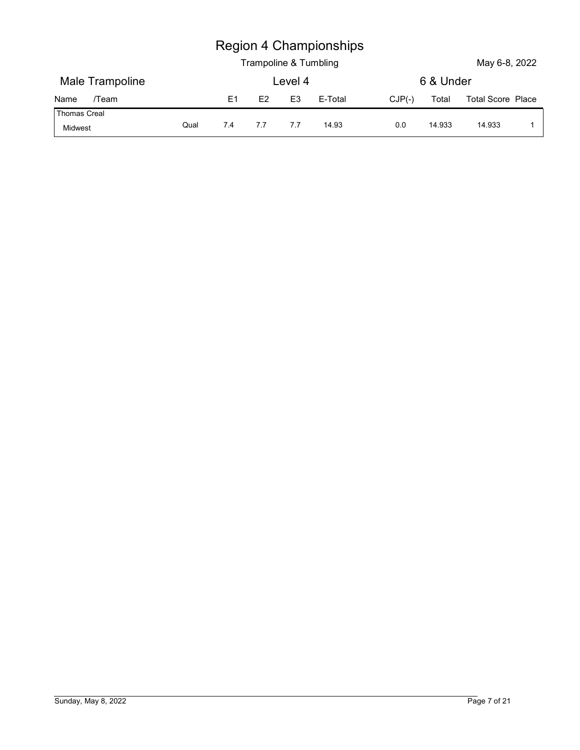# Region 4 Championships

Trampoline & Tumbling

May 6-8, 2022

## Male Trampoline — Level 4 — 6 & Under

| Name /Team | | E1 | E2 | E3 | E-Total | CJP(-) | Total | Total Score | Place |
|---|---|---|---|---|---|---|---|---|---|
| Thomas Creal<br>Midwest | Qual | 7.4 | 7.7 | 7.7 | 14.93 | 0.0 | 14.933 | 14.933 | 1 |

Sunday, May 8, 2022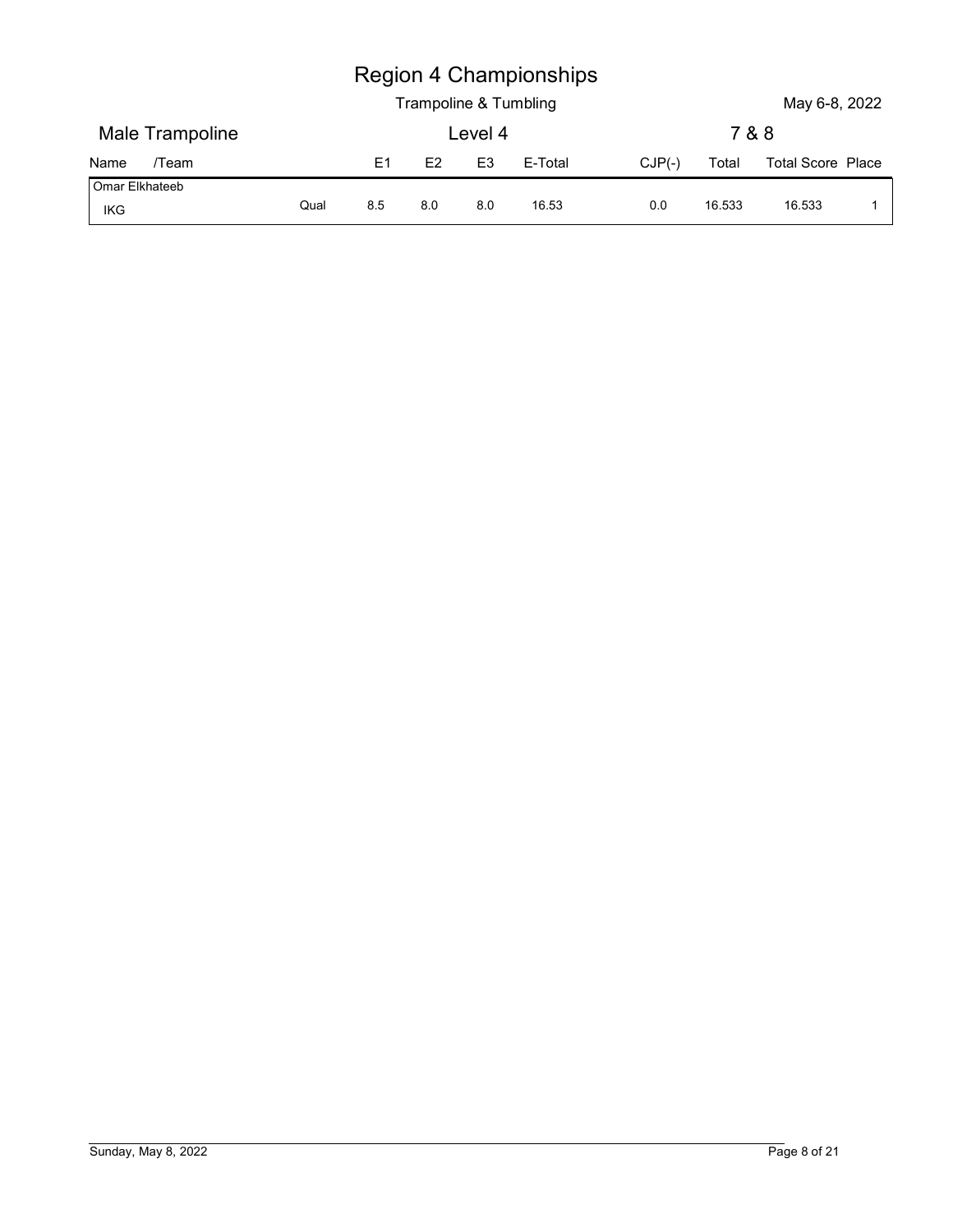# Region 4 Championships

Trampoline & Tumbling

May 6-8, 2022

## Male Trampoline

Level 4

7 & 8

| Name /Team | | E1 | E2 | E3 | E-Total | CJP(-) | Total | Total Score | Place |
|---|---|---|---|---|---|---|---|---|---|
| Omar Elkhateeb<br>IKG | Qual | 8.5 | 8.0 | 8.0 | 16.53 | 0.0 | 16.533 | 16.533 | 1 |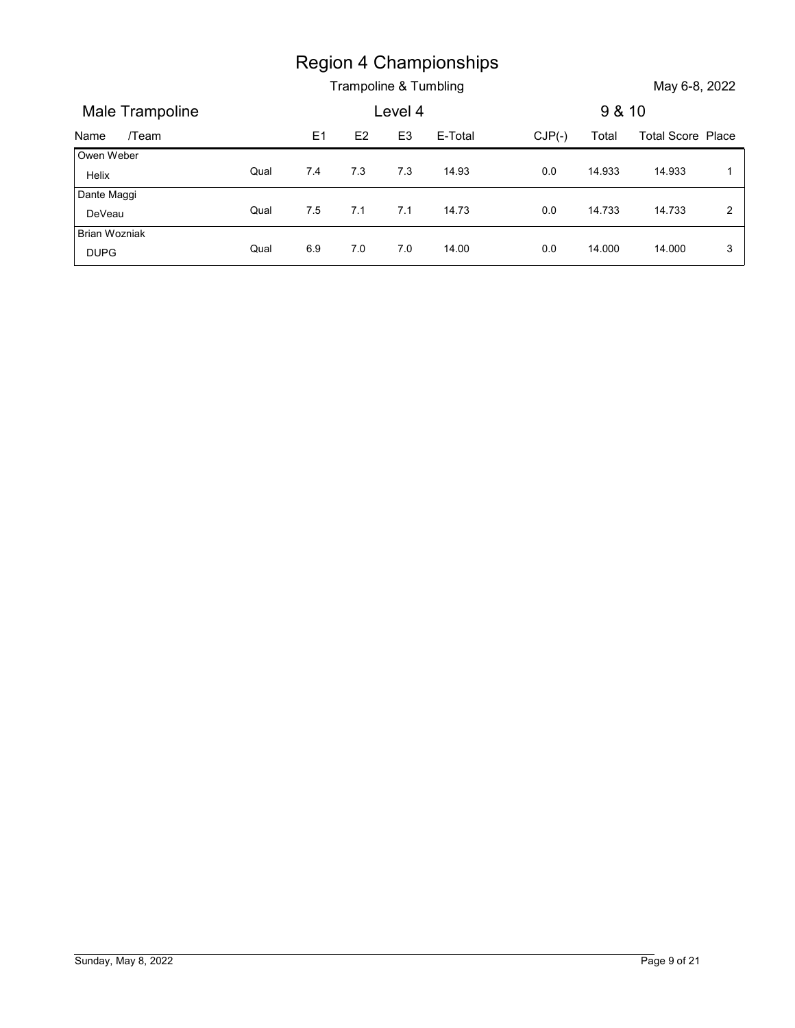# Region 4 Championships

Trampoline & Tumbling

May 6-8, 2022

## Male Trampoline

Level 4

9 & 10

| Name /Team | | E1 | E2 | E3 | E-Total | CJP(-) | Total | Total Score | Place |
|---|---|---|---|---|---|---|---|---|---|
| Owen Weber<br>Helix | Qual | 7.4 | 7.3 | 7.3 | 14.93 | 0.0 | 14.933 | 14.933 | 1 |
| Dante Maggi<br>DeVeau | Qual | 7.5 | 7.1 | 7.1 | 14.73 | 0.0 | 14.733 | 14.733 | 2 |
| Brian Wozniak<br>DUPG | Qual | 6.9 | 7.0 | 7.0 | 14.00 | 0.0 | 14.000 | 14.000 | 3 |

Sunday, May 8, 2022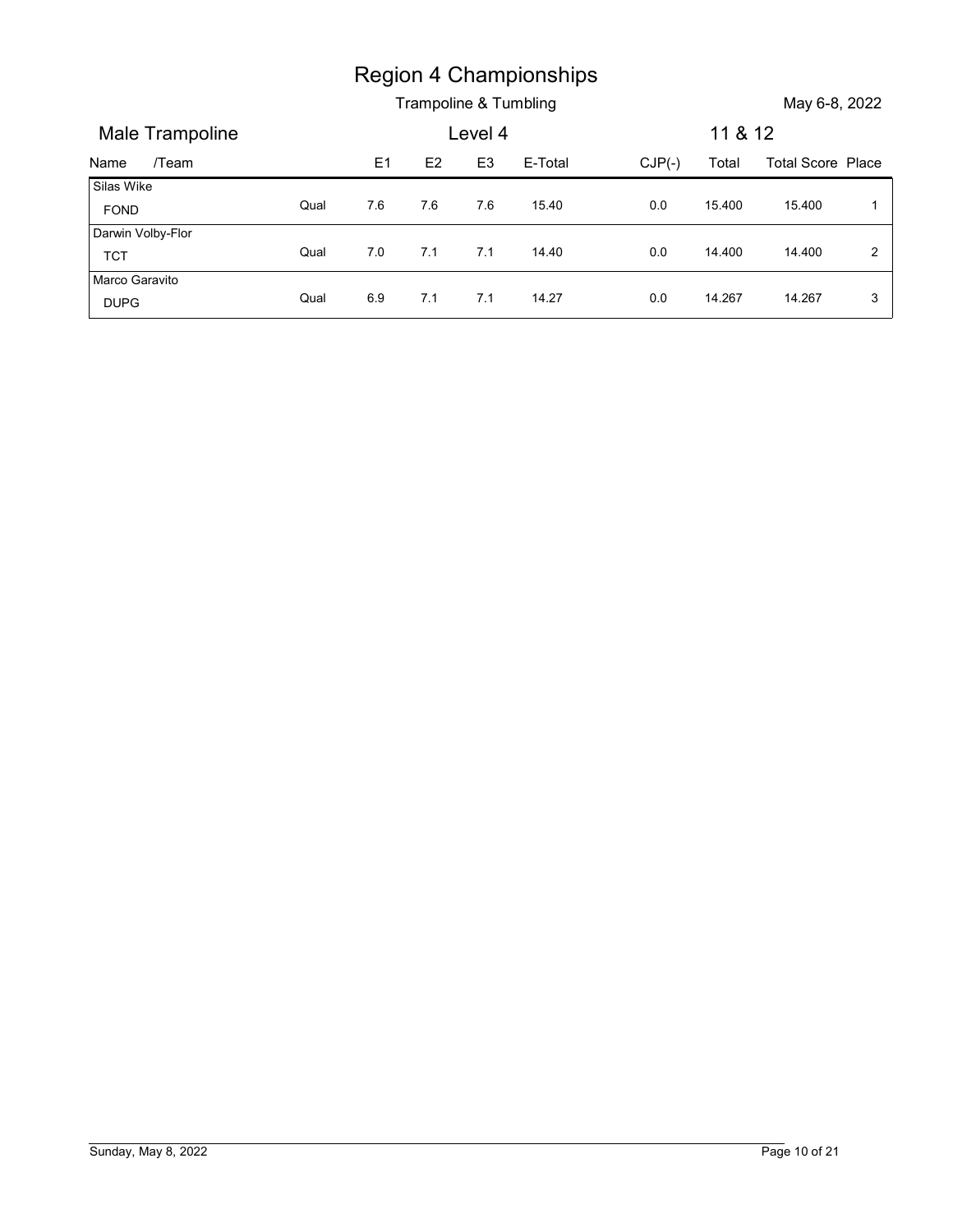# Region 4 Championships

## Trampoline & Tumbling

May 6-8, 2022

### Male Trampoline — Level 4 — 11 & 12

| Name /Team | | E1 | E2 | E3 | E-Total | CJP(-) | Total | Total Score | Place |
|---|---|---|---|---|---|---|---|---|---|
| Silas Wike<br>FOND | Qual | 7.6 | 7.6 | 7.6 | 15.40 | 0.0 | 15.400 | 15.400 | 1 |
| Darwin Volby-Flor<br>TCT | Qual | 7.0 | 7.1 | 7.1 | 14.40 | 0.0 | 14.400 | 14.400 | 2 |
| Marco Garavito<br>DUPG | Qual | 6.9 | 7.1 | 7.1 | 14.27 | 0.0 | 14.267 | 14.267 | 3 |

Sunday, May 8, 2022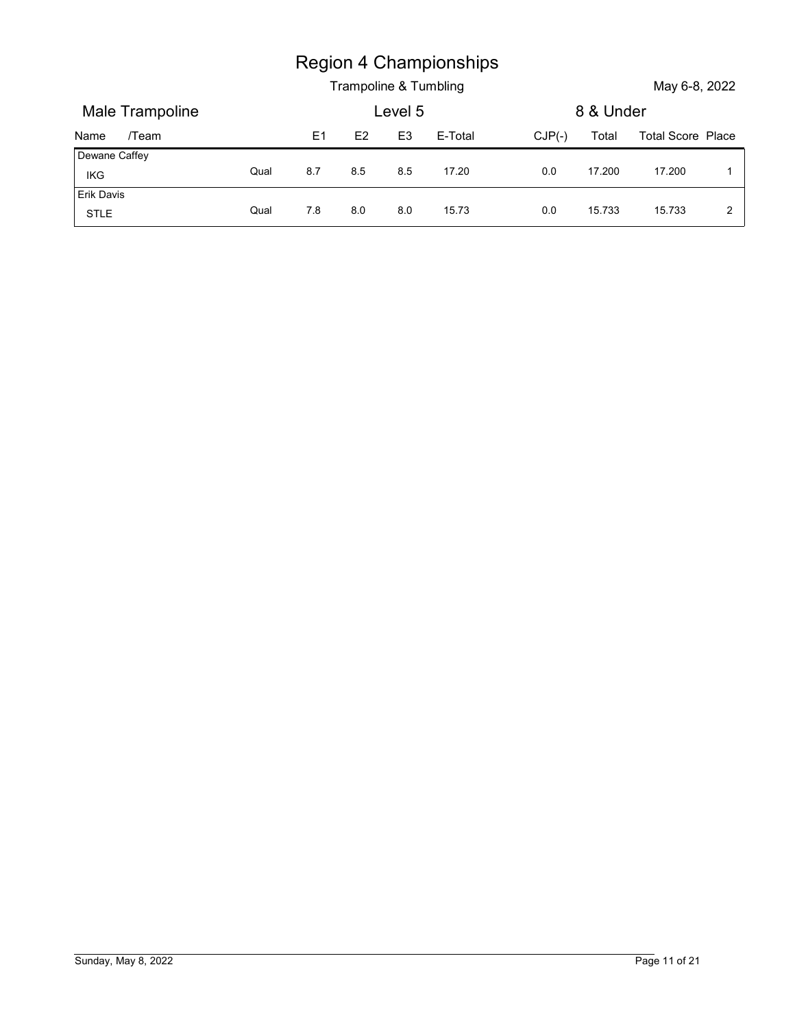# Region 4 Championships

Trampoline & Tumbling

May 6-8, 2022

## Male Trampoline

Level 5

8 & Under

| Name /Team | | E1 | E2 | E3 | E-Total | CJP(-) | Total | Total Score | Place |
|---|---|---|---|---|---|---|---|---|---|
| Dewane Caffey<br>IKG | Qual | 8.7 | 8.5 | 8.5 | 17.20 | 0.0 | 17.200 | 17.200 | 1 |
| Erik Davis<br>STLE | Qual | 7.8 | 8.0 | 8.0 | 15.73 | 0.0 | 15.733 | 15.733 | 2 |

Sunday, May 8, 2022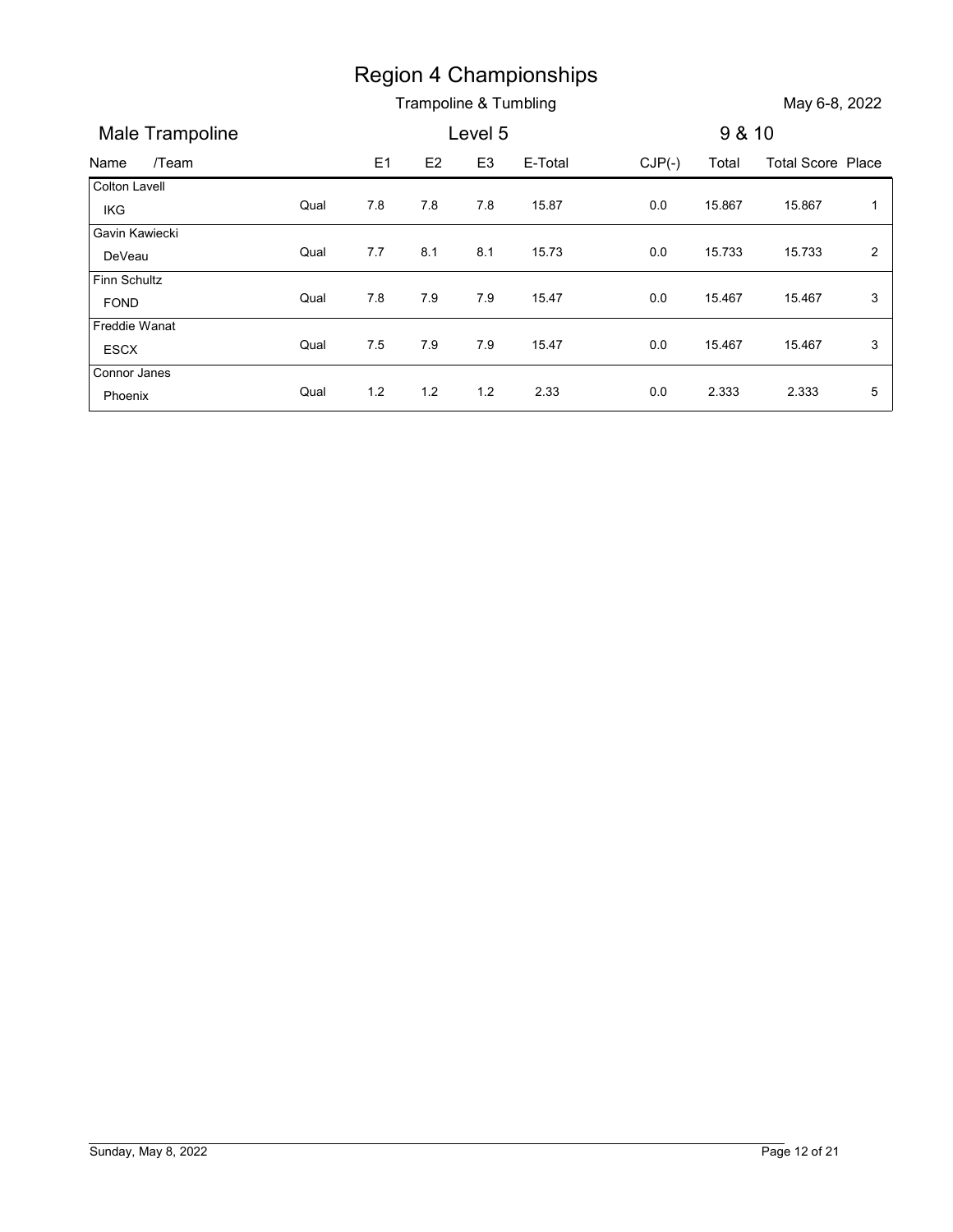# Region 4 Championships

Trampoline & Tumbling

May 6-8, 2022

## Male Trampoline

Level 5

9 & 10

| Name /Team | | E1 | E2 | E3 | E-Total | CJP(-) | Total | Total Score | Place |
|---|---|---|---|---|---|---|---|---|---|
| Colton Lavell<br>IKG | Qual | 7.8 | 7.8 | 7.8 | 15.87 | 0.0 | 15.867 | 15.867 | 1 |
| Gavin Kawiecki<br>DeVeau | Qual | 7.7 | 8.1 | 8.1 | 15.73 | 0.0 | 15.733 | 15.733 | 2 |
| Finn Schultz<br>FOND | Qual | 7.8 | 7.9 | 7.9 | 15.47 | 0.0 | 15.467 | 15.467 | 3 |
| Freddie Wanat<br>ESCX | Qual | 7.5 | 7.9 | 7.9 | 15.47 | 0.0 | 15.467 | 15.467 | 3 |
| Connor Janes<br>Phoenix | Qual | 1.2 | 1.2 | 1.2 | 2.33 | 0.0 | 2.333 | 2.333 | 5 |

Sunday, May 8, 2022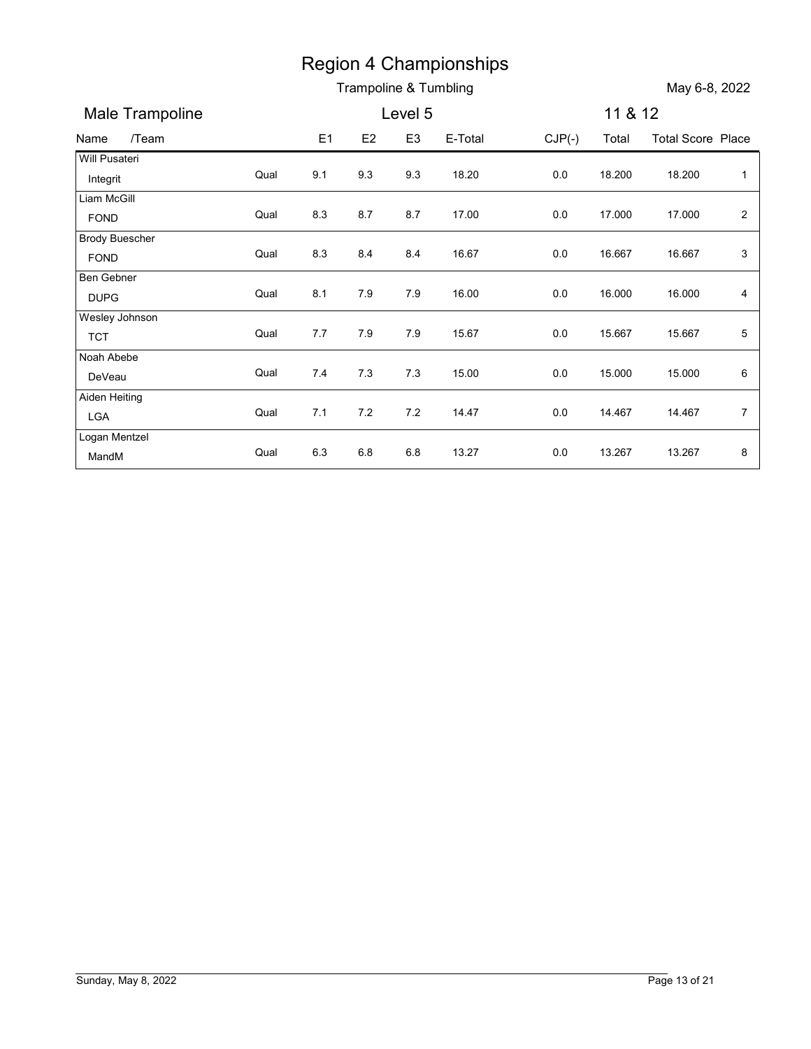# Region 4 Championships

## Trampoline & Tumbling

May 6-8, 2022

### Male Trampoline — Level 5 — 11 & 12

| Name /Team | | E1 | E2 | E3 | E-Total | CJP(-) | Total | Total Score | Place |
|---|---|---|---|---|---|---|---|---|---|
| Will Pusateri<br>Integrit | Qual | 9.1 | 9.3 | 9.3 | 18.20 | 0.0 | 18.200 | 18.200 | 1 |
| Liam McGill<br>FOND | Qual | 8.3 | 8.7 | 8.7 | 17.00 | 0.0 | 17.000 | 17.000 | 2 |
| Brody Buescher<br>FOND | Qual | 8.3 | 8.4 | 8.4 | 16.67 | 0.0 | 16.667 | 16.667 | 3 |
| Ben Gebner<br>DUPG | Qual | 8.1 | 7.9 | 7.9 | 16.00 | 0.0 | 16.000 | 16.000 | 4 |
| Wesley Johnson<br>TCT | Qual | 7.7 | 7.9 | 7.9 | 15.67 | 0.0 | 15.667 | 15.667 | 5 |
| Noah Abebe<br>DeVeau | Qual | 7.4 | 7.3 | 7.3 | 15.00 | 0.0 | 15.000 | 15.000 | 6 |
| Aiden Heiting<br>LGA | Qual | 7.1 | 7.2 | 7.2 | 14.47 | 0.0 | 14.467 | 14.467 | 7 |
| Logan Mentzel<br>MandM | Qual | 6.3 | 6.8 | 6.8 | 13.27 | 0.0 | 13.267 | 13.267 | 8 |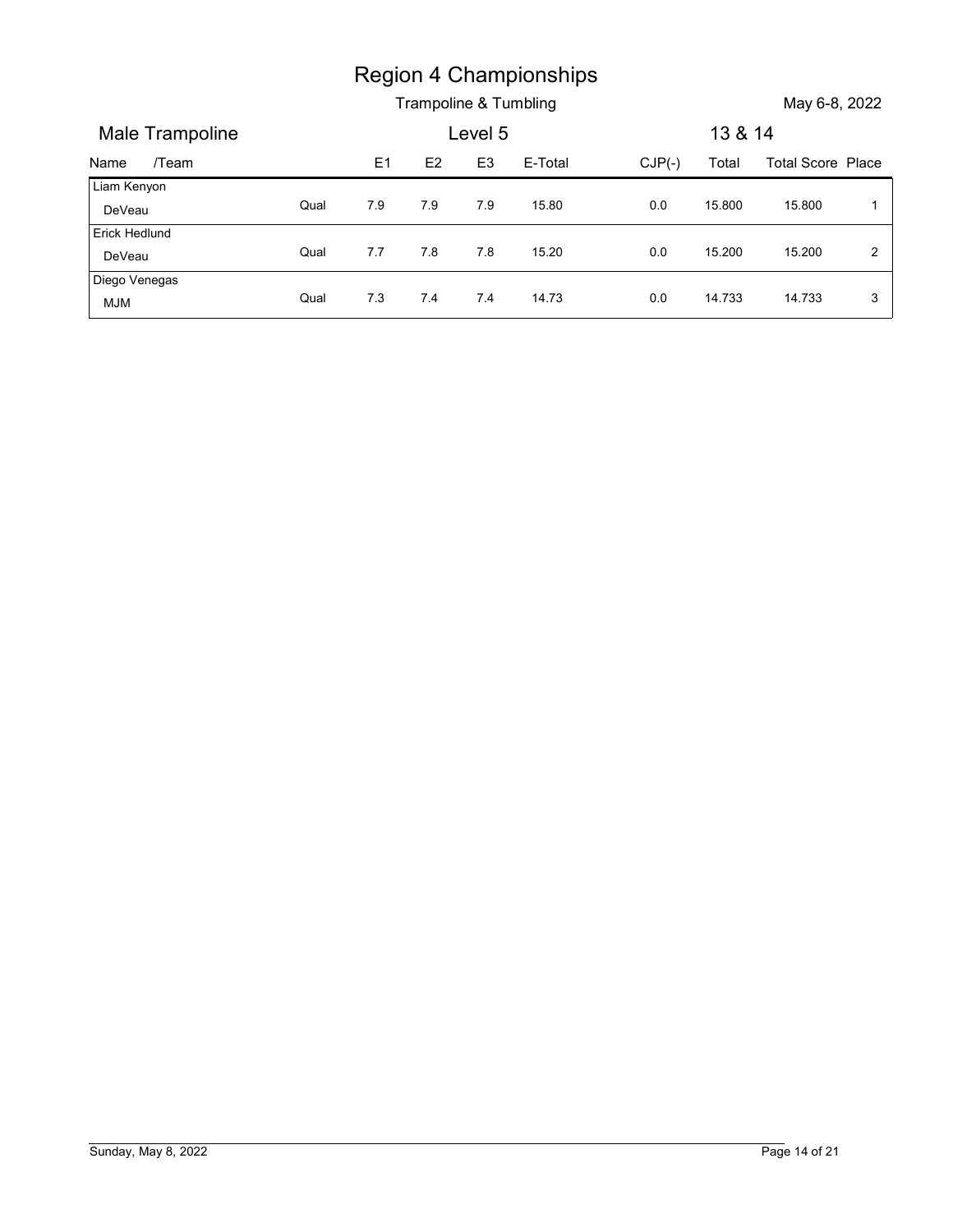# Region 4 Championships

Trampoline & Tumbling

May 6-8, 2022

## Male Trampoline

Level 5

13 & 14

| Name /Team | | E1 | E2 | E3 | E-Total | CJP(-) | Total | Total Score | Place |
|---|---|---|---|---|---|---|---|---|---|
| Liam Kenyon<br>DeVeau | Qual | 7.9 | 7.9 | 7.9 | 15.80 | 0.0 | 15.800 | 15.800 | 1 |
| Erick Hedlund<br>DeVeau | Qual | 7.7 | 7.8 | 7.8 | 15.20 | 0.0 | 15.200 | 15.200 | 2 |
| Diego Venegas<br>MJM | Qual | 7.3 | 7.4 | 7.4 | 14.73 | 0.0 | 14.733 | 14.733 | 3 |

Sunday, May 8, 2022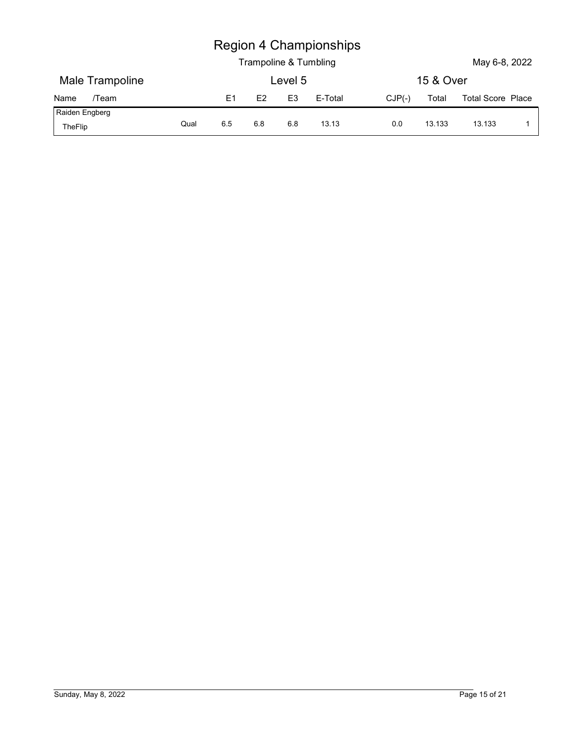# Region 4 Championships

Trampoline & Tumbling

May 6-8, 2022

## Male Trampoline

Level 5

15 & Over

| Name /Team | | E1 | E2 | E3 | E-Total | CJP(-) | Total | Total Score | Place |
|---|---|---|---|---|---|---|---|---|---|
| Raiden Engberg<br>TheFlip | Qual | 6.5 | 6.8 | 6.8 | 13.13 | 0.0 | 13.133 | 13.133 | 1 |

Sunday, May 8, 2022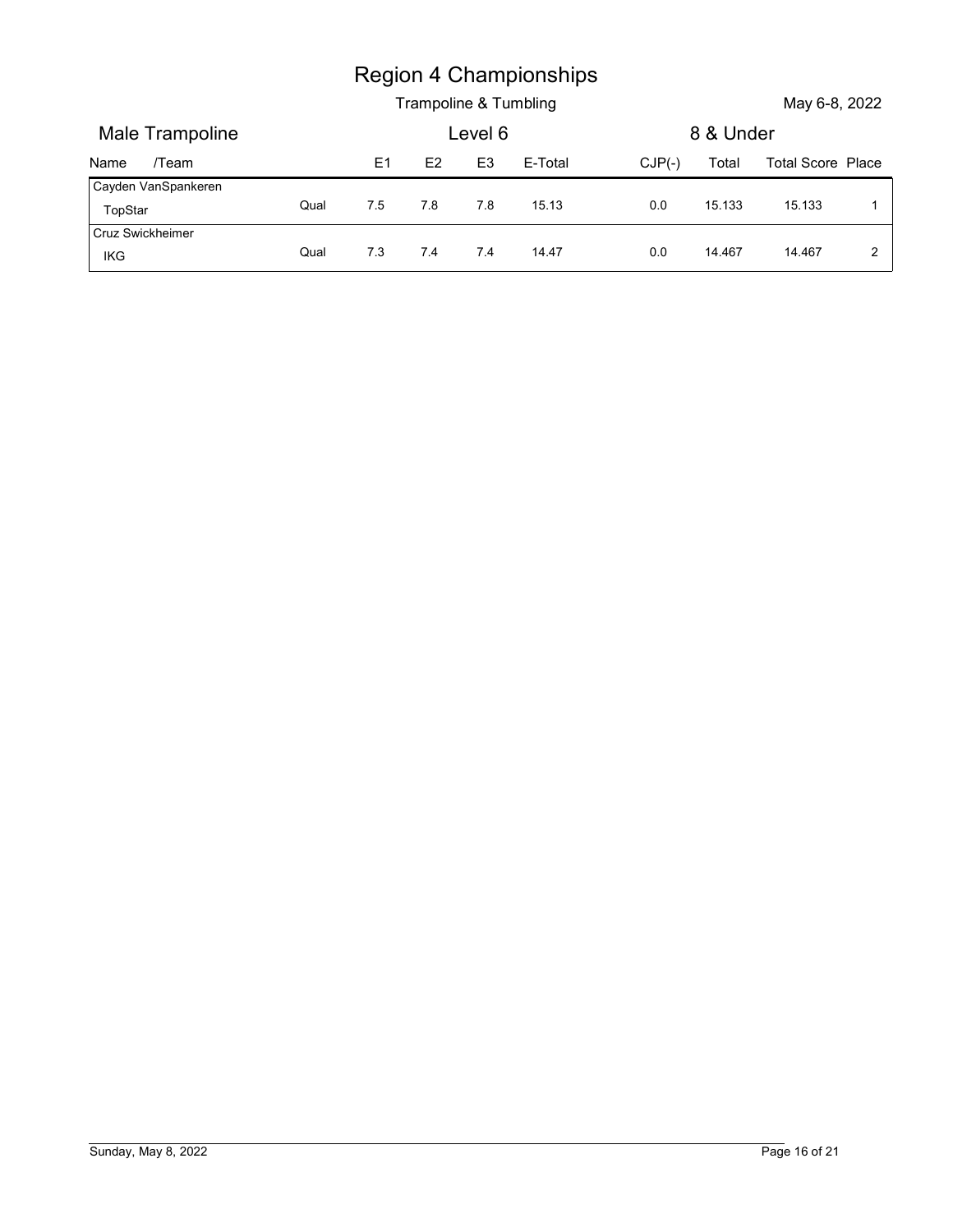# Region 4 Championships

## Trampoline & Tumbling

May 6-8, 2022

### Male Trampoline — Level 6 — 8 & Under

| Name /Team | | E1 | E2 | E3 | E-Total | CJP(-) | Total | Total Score | Place |
|---|---|---|---|---|---|---|---|---|---|
| Cayden VanSpankeren<br>TopStar | Qual | 7.5 | 7.8 | 7.8 | 15.13 | 0.0 | 15.133 | 15.133 | 1 |
| Cruz Swickheimer<br>IKG | Qual | 7.3 | 7.4 | 7.4 | 14.47 | 0.0 | 14.467 | 14.467 | 2 |

Sunday, May 8, 2022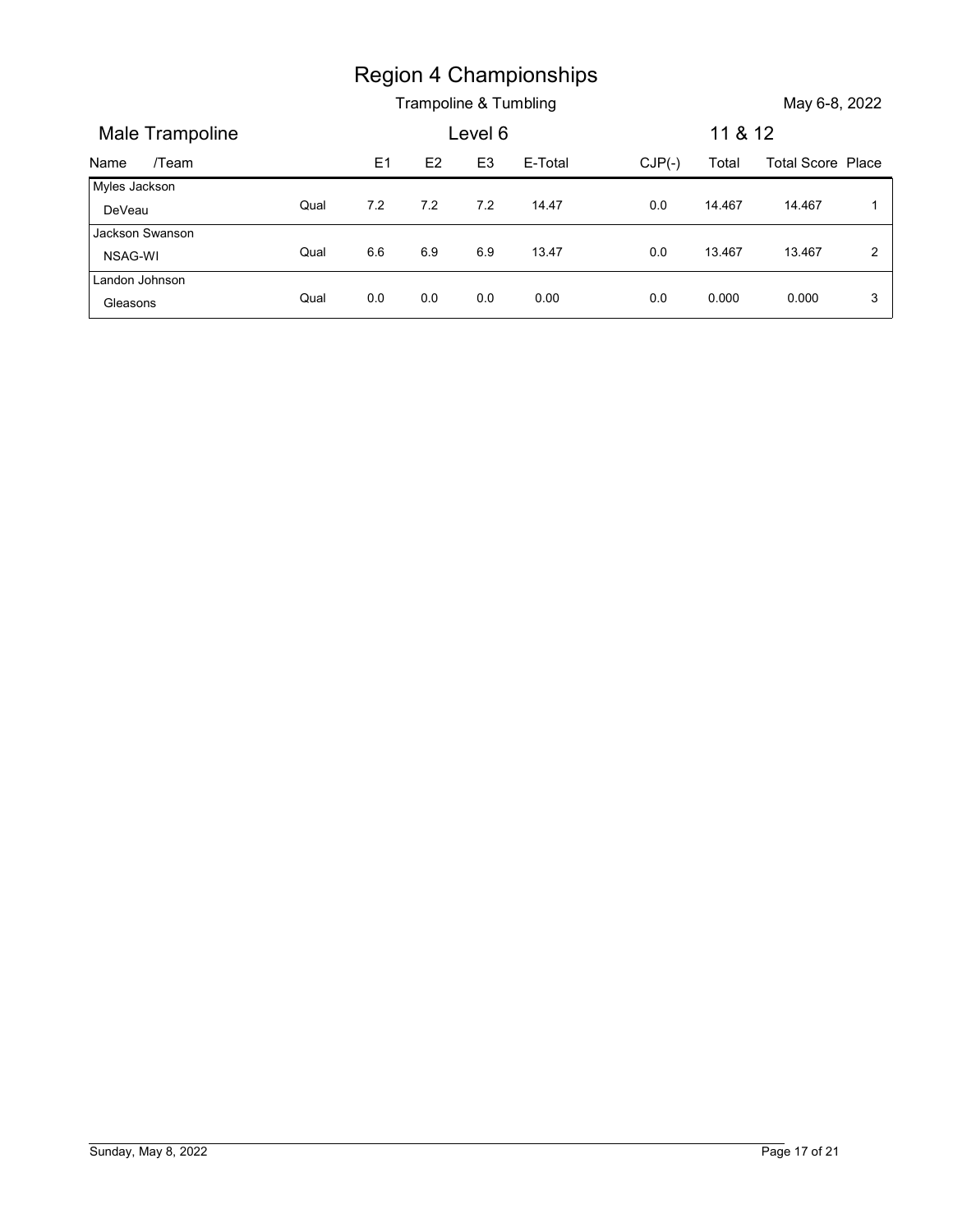# Region 4 Championships

Trampoline & Tumbling

May 6-8, 2022

## Male Trampoline

Level 6

11 & 12

| Name /Team | | E1 | E2 | E3 | E-Total | CJP(-) | Total | Total Score | Place |
|---|---|---|---|---|---|---|---|---|---|
| Myles Jackson<br>DeVeau | Qual | 7.2 | 7.2 | 7.2 | 14.47 | 0.0 | 14.467 | 14.467 | 1 |
| Jackson Swanson<br>NSAG-WI | Qual | 6.6 | 6.9 | 6.9 | 13.47 | 0.0 | 13.467 | 13.467 | 2 |
| Landon Johnson<br>Gleasons | Qual | 0.0 | 0.0 | 0.0 | 0.00 | 0.0 | 0.000 | 0.000 | 3 |

Sunday, May 8, 2022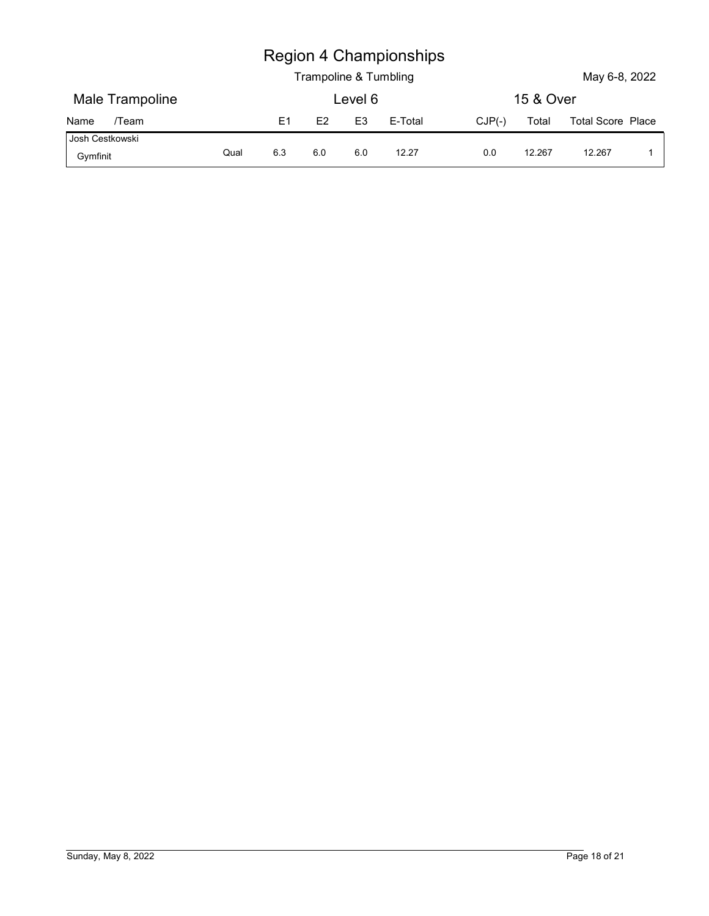# Region 4 Championships

Trampoline & Tumbling

May 6-8, 2022

## Male Trampoline — Level 6 — 15 & Over

| Name /Team | | E1 | E2 | E3 | E-Total | CJP(-) | Total | Total Score | Place |
|---|---|---|---|---|---|---|---|---|---|
| Josh Cestkowski<br>Gymfinit | Qual | 6.3 | 6.0 | 6.0 | 12.27 | 0.0 | 12.267 | 12.267 | 1 |

Sunday, May 8, 2022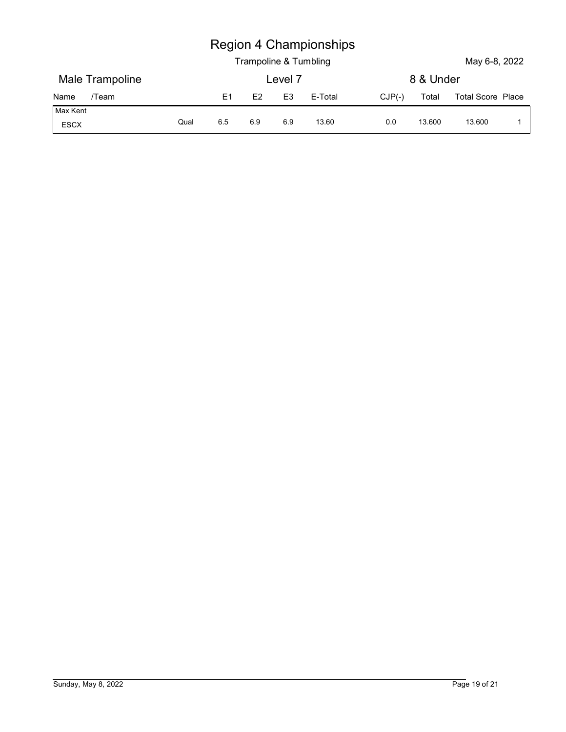# Region 4 Championships

Trampoline & Tumbling

May 6-8, 2022

## Male Trampoline

Level 7

8 & Under

| Name /Team | | E1 | E2 | E3 | E-Total | CJP(-) | Total | Total Score | Place |
|---|---|---|---|---|---|---|---|---|---|
| Max Kent<br>ESCX | Qual | 6.5 | 6.9 | 6.9 | 13.60 | 0.0 | 13.600 | 13.600 | 1 |

Sunday, May 8, 2022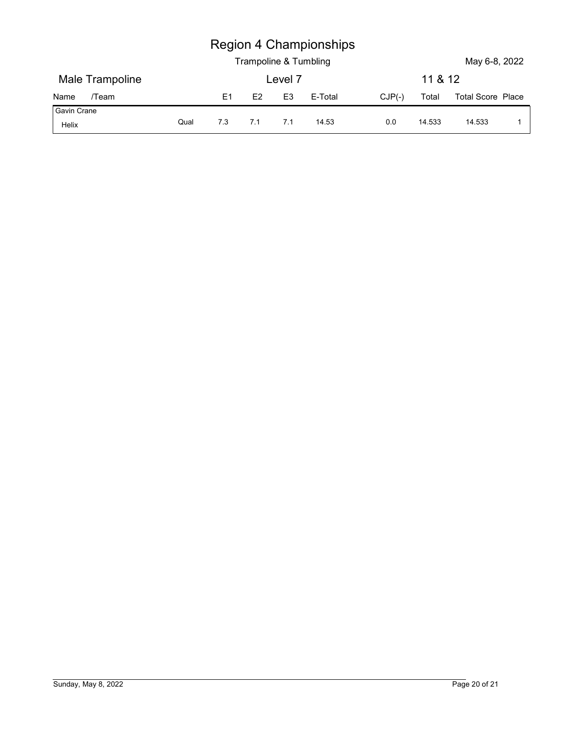# Region 4 Championships

Trampoline & Tumbling — May 6-8, 2022

## Male Trampoline — Level 7 — 11 & 12

| Name /Team | | E1 | E2 | E3 | E-Total | CJP(-) | Total | Total Score | Place |
|---|---|---|---|---|---|---|---|---|---|
| Gavin Crane<br>Helix | Qual | 7.3 | 7.1 | 7.1 | 14.53 | 0.0 | 14.533 | 14.533 | 1 |

Sunday, May 8, 2022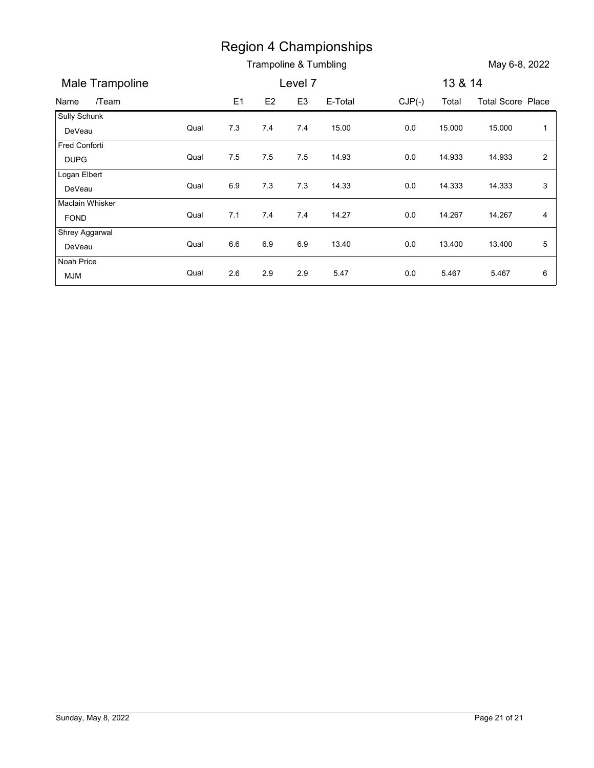# Region 4 Championships

Trampoline & Tumbling

May 6-8, 2022

## Male Trampoline

Level 7

13 & 14

| Name /Team | | E1 | E2 | E3 | E-Total | CJP(-) | Total | Total Score | Place |
|---|---|---|---|---|---|---|---|---|---|
| Sully Schunk<br>DeVeau | Qual | 7.3 | 7.4 | 7.4 | 15.00 | 0.0 | 15.000 | 15.000 | 1 |
| Fred Conforti<br>DUPG | Qual | 7.5 | 7.5 | 7.5 | 14.93 | 0.0 | 14.933 | 14.933 | 2 |
| Logan Elbert<br>DeVeau | Qual | 6.9 | 7.3 | 7.3 | 14.33 | 0.0 | 14.333 | 14.333 | 3 |
| Maclain Whisker<br>FOND | Qual | 7.1 | 7.4 | 7.4 | 14.27 | 0.0 | 14.267 | 14.267 | 4 |
| Shrey Aggarwal<br>DeVeau | Qual | 6.6 | 6.9 | 6.9 | 13.40 | 0.0 | 13.400 | 13.400 | 5 |
| Noah Price<br>MJM | Qual | 2.6 | 2.9 | 2.9 | 5.47 | 0.0 | 5.467 | 5.467 | 6 |

Sunday, May 8, 2022